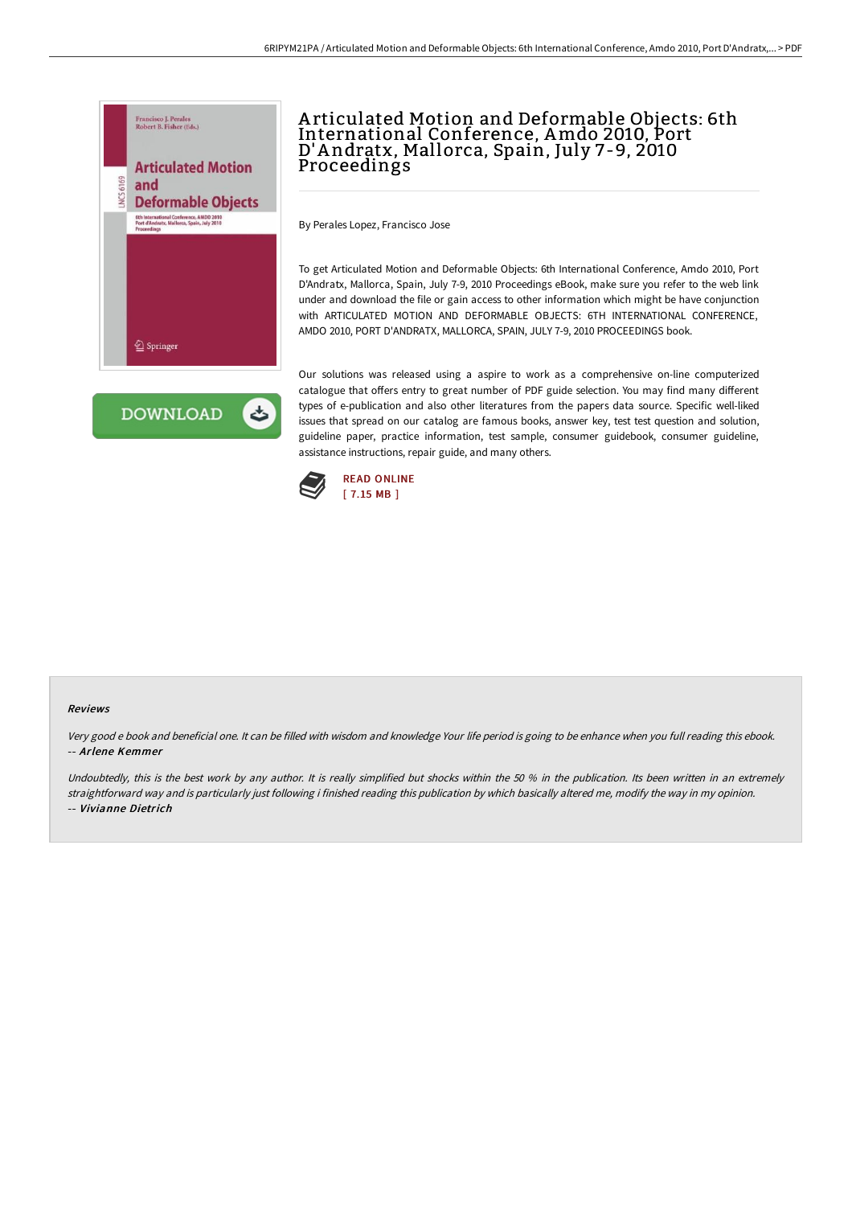# Articulated Motion and Deformable Objects: 6th International Conference, Amdo 2010, Port D'Andratx, Mallorca, Spain, July 7-9, 2010 Proceedings

By Perales Lopez, Francisco Jose

To get Articulated Motion and Deformable Objects: 6th International Conference, Amdo 2010, Port D'Andratx, Mallorca, Spain, July 7-9, 2010 Proceedings eBook, make sure you refer to the web link under and download the file or gain access to other information which might be have conjunction with ARTICULATED MOTION AND DEFORMABLE OBJECTS: 6TH INTERNATIONAL CONFERENCE, AMDO 2010, PORT D'ANDRATX, MALLORCA, SPAIN, JULY 7-9, 2010 PROCEEDINGS book.

Our solutions was released using a aspire to work as a comprehensive on-line computerized catalogue that offers entry to great number of PDF guide selection. You may find many different types of e-publication and also other literatures from the papers data source. Specific well-liked issues that spread on our catalog are famous books, answer key, test test question and solution, guideline paper, practice information, test sample, consumer guidebook, consumer guideline, assistance instructions, repair guide, and many others.

READ ONLINE
[ 7.15 MB ]

## Reviews

*Very good e book and beneficial one. It can be filled with wisdom and knowledge Your life period is going to be enhance when you full reading this ebook.*
*-- Arlene Kemmer*

*Undoubtedly, this is the best work by any author. It is really simplified but shocks within the 50 % in the publication. Its been written in an extremely straightforward way and is particularly just following i finished reading this publication by which basically altered me, modify the way in my opinion.*
*-- Vivianne Dietrich*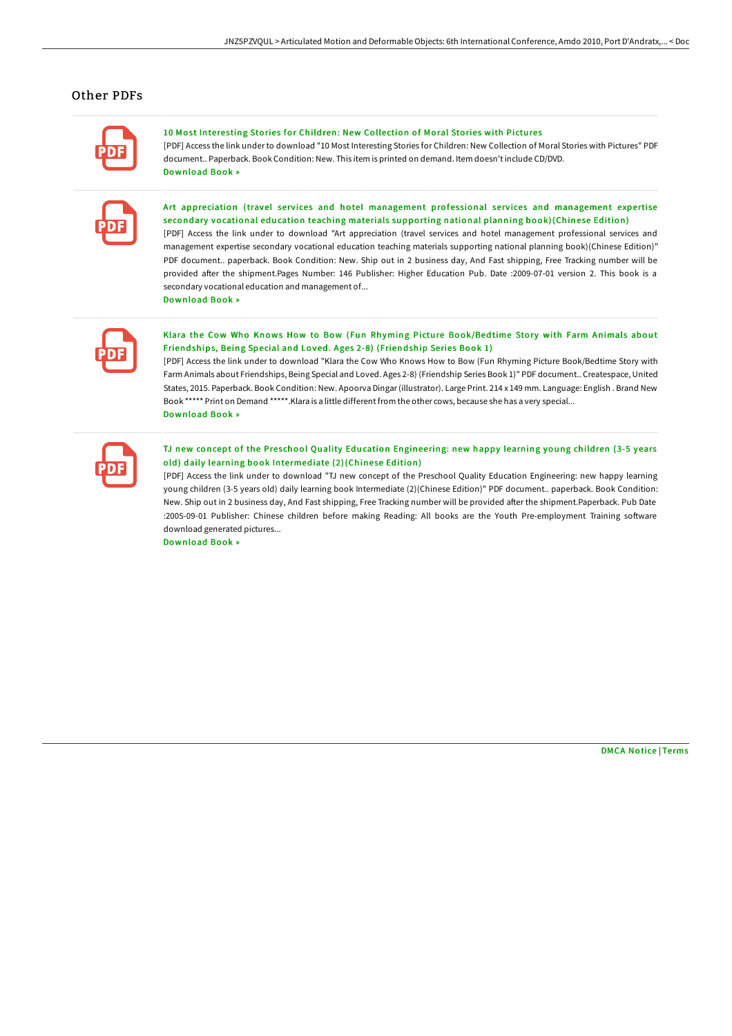## Other PDFs

**10 Most Interesting Stories for Children: New Collection of Moral Stories with Pictures**

[PDF] Access the link under to download "10 Most Interesting Stories for Children: New Collection of Moral Stories with Pictures" PDF document.. Paperback. Book Condition: New. This item is printed on demand. Item doesn't include CD/DVD.

Download Book »

**Art appreciation (travel services and hotel management professional services and management expertise secondary vocational education teaching materials supporting national planning book)(Chinese Edition)**

[PDF] Access the link under to download "Art appreciation (travel services and hotel management professional services and management expertise secondary vocational education teaching materials supporting national planning book)(Chinese Edition)" PDF document.. paperback. Book Condition: New. Ship out in 2 business day, And Fast shipping, Free Tracking number will be provided after the shipment.Pages Number: 146 Publisher: Higher Education Pub. Date :2009-07-01 version 2. This book is a secondary vocational education and management of...

Download Book »

**Klara the Cow Who Knows How to Bow (Fun Rhyming Picture Book/Bedtime Story with Farm Animals about Friendships, Being Special and Loved. Ages 2-8) (Friendship Series Book 1)**

[PDF] Access the link under to download "Klara the Cow Who Knows How to Bow (Fun Rhyming Picture Book/Bedtime Story with Farm Animals about Friendships, Being Special and Loved. Ages 2-8) (Friendship Series Book 1)" PDF document.. Createspace, United States, 2015. Paperback. Book Condition: New. Apoorva Dingar (illustrator). Large Print. 214 x 149 mm. Language: English . Brand New Book ***** Print on Demand *****.Klara is a little different from the other cows, because she has a very special...

Download Book »

**TJ new concept of the Preschool Quality Education Engineering: new happy learning young children (3-5 years old) daily learning book Intermediate (2)(Chinese Edition)**

[PDF] Access the link under to download "TJ new concept of the Preschool Quality Education Engineering: new happy learning young children (3-5 years old) daily learning book Intermediate (2)(Chinese Edition)" PDF document.. paperback. Book Condition: New. Ship out in 2 business day, And Fast shipping, Free Tracking number will be provided after the shipment.Paperback. Pub Date :2005-09-01 Publisher: Chinese children before making Reading: All books are the Youth Pre-employment Training software download generated pictures...

Download Book »